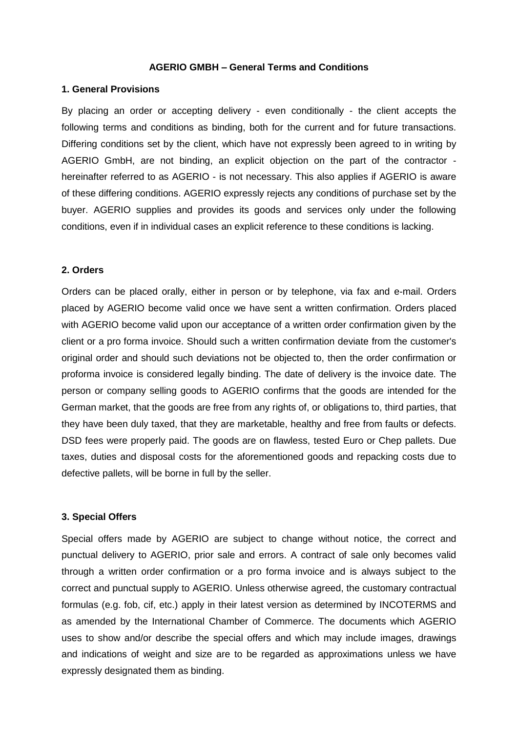**AGERIO GMBH – General Terms and Conditions**

## 1. General Provisions

By placing an order or accepting delivery - even conditionally - the client accepts the following terms and conditions as binding, both for the current and for future transactions. Differing conditions set by the client, which have not expressly been agreed to in writing by AGERIO GmbH, are not binding, an explicit objection on the part of the contractor - hereinafter referred to as AGERIO - is not necessary. This also applies if AGERIO is aware of these differing conditions. AGERIO expressly rejects any conditions of purchase set by the buyer. AGERIO supplies and provides its goods and services only under the following conditions, even if in individual cases an explicit reference to these conditions is lacking.

## 2. Orders

Orders can be placed orally, either in person or by telephone, via fax and e-mail. Orders placed by AGERIO become valid once we have sent a written confirmation. Orders placed with AGERIO become valid upon our acceptance of a written order confirmation given by the client or a pro forma invoice. Should such a written confirmation deviate from the customer's original order and should such deviations not be objected to, then the order confirmation or proforma invoice is considered legally binding. The date of delivery is the invoice date. The person or company selling goods to AGERIO confirms that the goods are intended for the German market, that the goods are free from any rights of, or obligations to, third parties, that they have been duly taxed, that they are marketable, healthy and free from faults or defects. DSD fees were properly paid. The goods are on flawless, tested Euro or Chep pallets. Due taxes, duties and disposal costs for the aforementioned goods and repacking costs due to defective pallets, will be borne in full by the seller.

## 3. Special Offers

Special offers made by AGERIO are subject to change without notice, the correct and punctual delivery to AGERIO, prior sale and errors. A contract of sale only becomes valid through a written order confirmation or a pro forma invoice and is always subject to the correct and punctual supply to AGERIO. Unless otherwise agreed, the customary contractual formulas (e.g. fob, cif, etc.) apply in their latest version as determined by INCOTERMS and as amended by the International Chamber of Commerce. The documents which AGERIO uses to show and/or describe the special offers and which may include images, drawings and indications of weight and size are to be regarded as approximations unless we have expressly designated them as binding.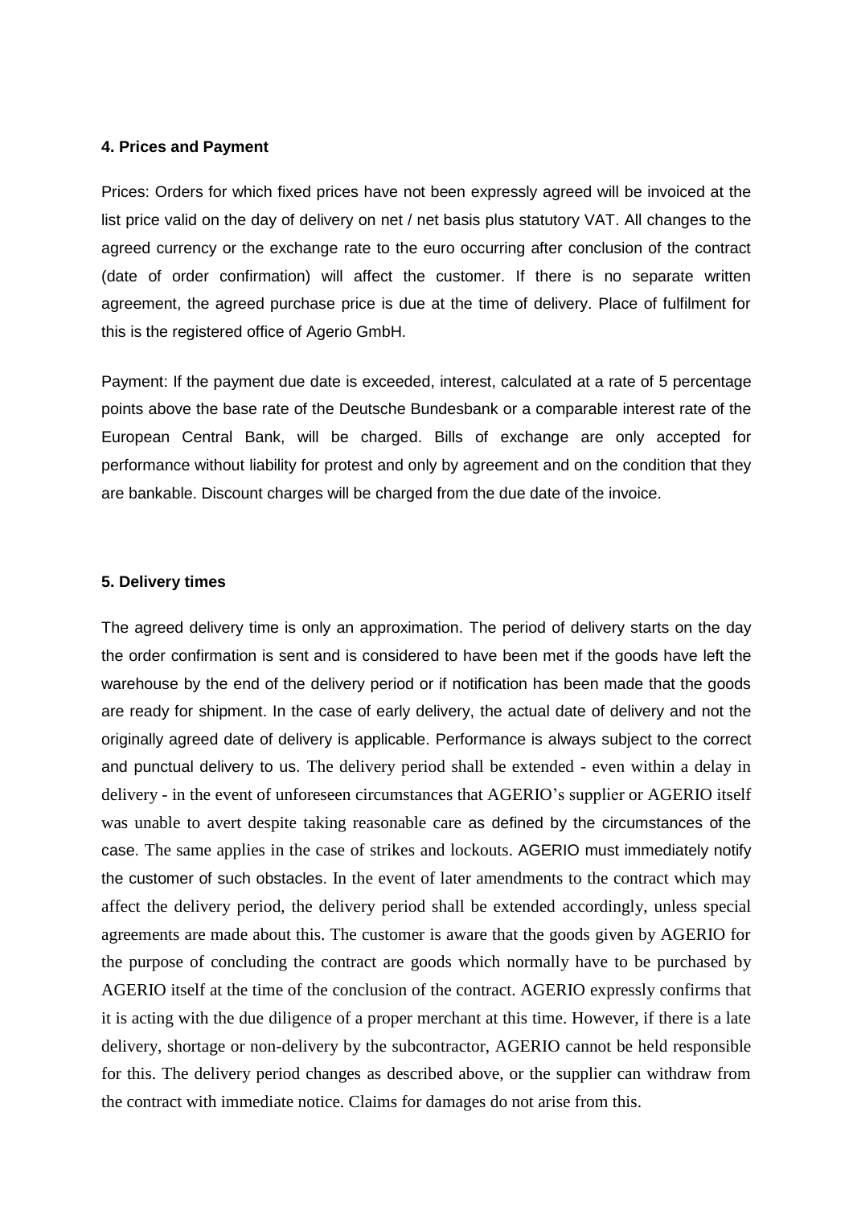#### 4. Prices and Payment

Prices: Orders for which fixed prices have not been expressly agreed will be invoiced at the list price valid on the day of delivery on net / net basis plus statutory VAT. All changes to the agreed currency or the exchange rate to the euro occurring after conclusion of the contract (date of order confirmation) will affect the customer. If there is no separate written agreement, the agreed purchase price is due at the time of delivery. Place of fulfilment for this is the registered office of Agerio GmbH.

Payment: If the payment due date is exceeded, interest, calculated at a rate of 5 percentage points above the base rate of the Deutsche Bundesbank or a comparable interest rate of the European Central Bank, will be charged. Bills of exchange are only accepted for performance without liability for protest and only by agreement and on the condition that they are bankable. Discount charges will be charged from the due date of the invoice.

#### 5. Delivery times

The agreed delivery time is only an approximation. The period of delivery starts on the day the order confirmation is sent and is considered to have been met if the goods have left the warehouse by the end of the delivery period or if notification has been made that the goods are ready for shipment. In the case of early delivery, the actual date of delivery and not the originally agreed date of delivery is applicable. Performance is always subject to the correct and punctual delivery to us. The delivery period shall be extended - even within a delay in delivery - in the event of unforeseen circumstances that AGERIO's supplier or AGERIO itself was unable to avert despite taking reasonable care as defined by the circumstances of the case. The same applies in the case of strikes and lockouts. AGERIO must immediately notify the customer of such obstacles. In the event of later amendments to the contract which may affect the delivery period, the delivery period shall be extended accordingly, unless special agreements are made about this. The customer is aware that the goods given by AGERIO for the purpose of concluding the contract are goods which normally have to be purchased by AGERIO itself at the time of the conclusion of the contract. AGERIO expressly confirms that it is acting with the due diligence of a proper merchant at this time. However, if there is a late delivery, shortage or non-delivery by the subcontractor, AGERIO cannot be held responsible for this. The delivery period changes as described above, or the supplier can withdraw from the contract with immediate notice. Claims for damages do not arise from this.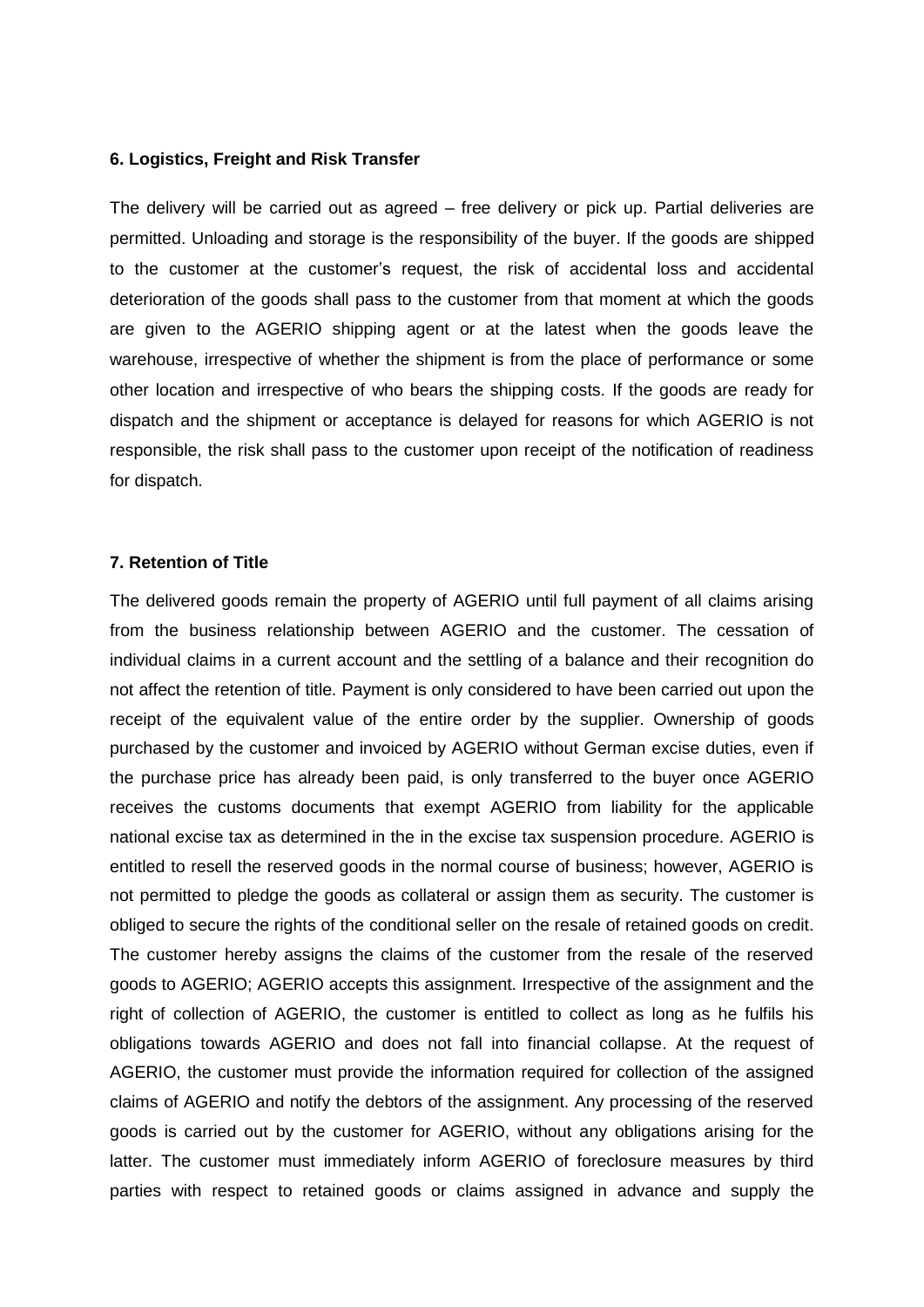#### 6. Logistics, Freight and Risk Transfer

The delivery will be carried out as agreed – free delivery or pick up. Partial deliveries are permitted. Unloading and storage is the responsibility of the buyer. If the goods are shipped to the customer at the customer's request, the risk of accidental loss and accidental deterioration of the goods shall pass to the customer from that moment at which the goods are given to the AGERIO shipping agent or at the latest when the goods leave the warehouse, irrespective of whether the shipment is from the place of performance or some other location and irrespective of who bears the shipping costs. If the goods are ready for dispatch and the shipment or acceptance is delayed for reasons for which AGERIO is not responsible, the risk shall pass to the customer upon receipt of the notification of readiness for dispatch.

#### 7. Retention of Title

The delivered goods remain the property of AGERIO until full payment of all claims arising from the business relationship between AGERIO and the customer. The cessation of individual claims in a current account and the settling of a balance and their recognition do not affect the retention of title. Payment is only considered to have been carried out upon the receipt of the equivalent value of the entire order by the supplier. Ownership of goods purchased by the customer and invoiced by AGERIO without German excise duties, even if the purchase price has already been paid, is only transferred to the buyer once AGERIO receives the customs documents that exempt AGERIO from liability for the applicable national excise tax as determined in the in the excise tax suspension procedure. AGERIO is entitled to resell the reserved goods in the normal course of business; however, AGERIO is not permitted to pledge the goods as collateral or assign them as security. The customer is obliged to secure the rights of the conditional seller on the resale of retained goods on credit. The customer hereby assigns the claims of the customer from the resale of the reserved goods to AGERIO; AGERIO accepts this assignment. Irrespective of the assignment and the right of collection of AGERIO, the customer is entitled to collect as long as he fulfils his obligations towards AGERIO and does not fall into financial collapse. At the request of AGERIO, the customer must provide the information required for collection of the assigned claims of AGERIO and notify the debtors of the assignment. Any processing of the reserved goods is carried out by the customer for AGERIO, without any obligations arising for the latter. The customer must immediately inform AGERIO of foreclosure measures by third parties with respect to retained goods or claims assigned in advance and supply the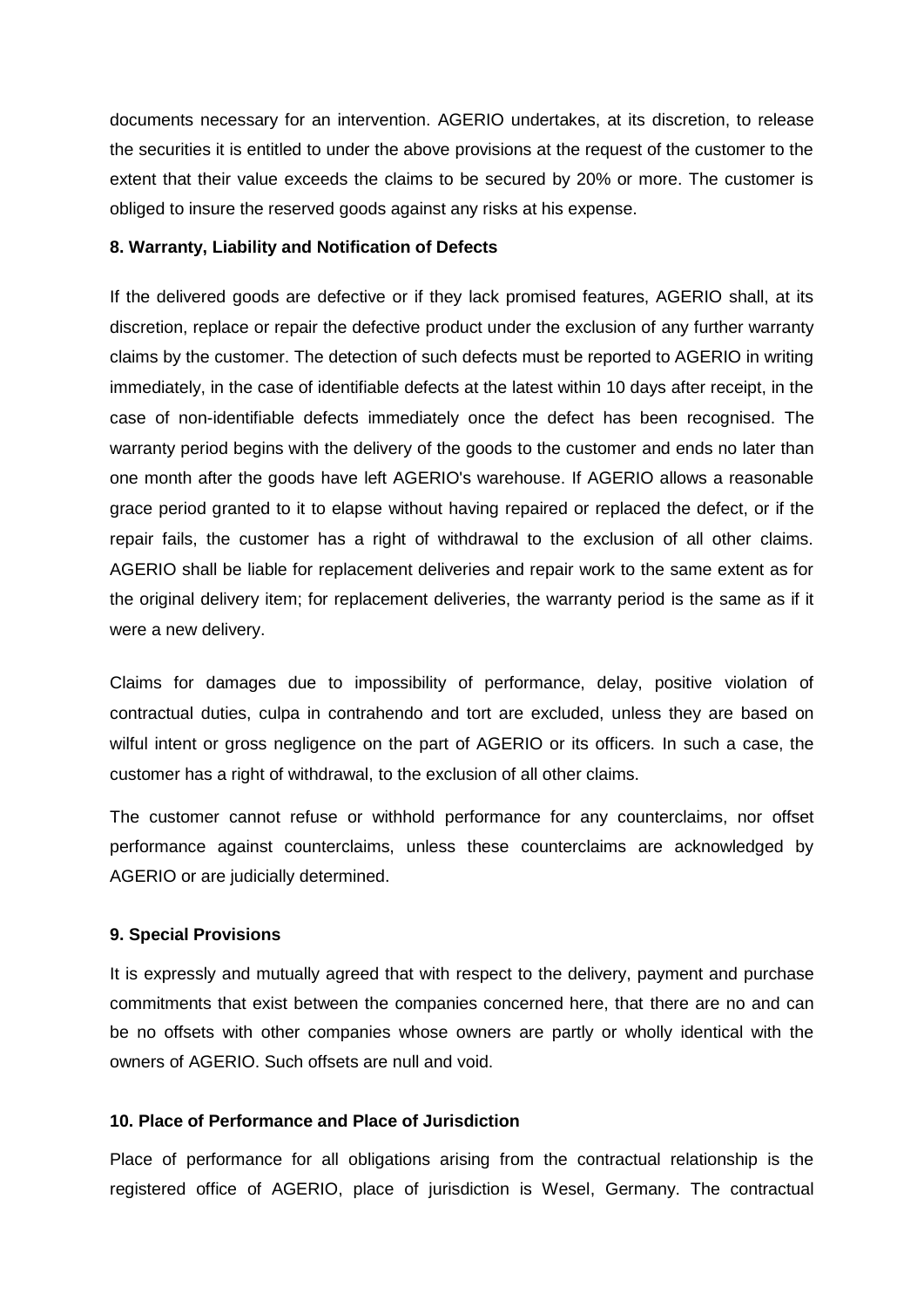documents necessary for an intervention. AGERIO undertakes, at its discretion, to release the securities it is entitled to under the above provisions at the request of the customer to the extent that their value exceeds the claims to be secured by 20% or more. The customer is obliged to insure the reserved goods against any risks at his expense.

**8. Warranty, Liability and Notification of Defects**

If the delivered goods are defective or if they lack promised features, AGERIO shall, at its discretion, replace or repair the defective product under the exclusion of any further warranty claims by the customer. The detection of such defects must be reported to AGERIO in writing immediately, in the case of identifiable defects at the latest within 10 days after receipt, in the case of non-identifiable defects immediately once the defect has been recognised. The warranty period begins with the delivery of the goods to the customer and ends no later than one month after the goods have left AGERIO's warehouse. If AGERIO allows a reasonable grace period granted to it to elapse without having repaired or replaced the defect, or if the repair fails, the customer has a right of withdrawal to the exclusion of all other claims. AGERIO shall be liable for replacement deliveries and repair work to the same extent as for the original delivery item; for replacement deliveries, the warranty period is the same as if it were a new delivery.

Claims for damages due to impossibility of performance, delay, positive violation of contractual duties, culpa in contrahendo and tort are excluded, unless they are based on wilful intent or gross negligence on the part of AGERIO or its officers. In such a case, the customer has a right of withdrawal, to the exclusion of all other claims.

The customer cannot refuse or withhold performance for any counterclaims, nor offset performance against counterclaims, unless these counterclaims are acknowledged by AGERIO or are judicially determined.

**9. Special Provisions**

It is expressly and mutually agreed that with respect to the delivery, payment and purchase commitments that exist between the companies concerned here, that there are no and can be no offsets with other companies whose owners are partly or wholly identical with the owners of AGERIO. Such offsets are null and void.

**10. Place of Performance and Place of Jurisdiction**

Place of performance for all obligations arising from the contractual relationship is the registered office of AGERIO, place of jurisdiction is Wesel, Germany. The contractual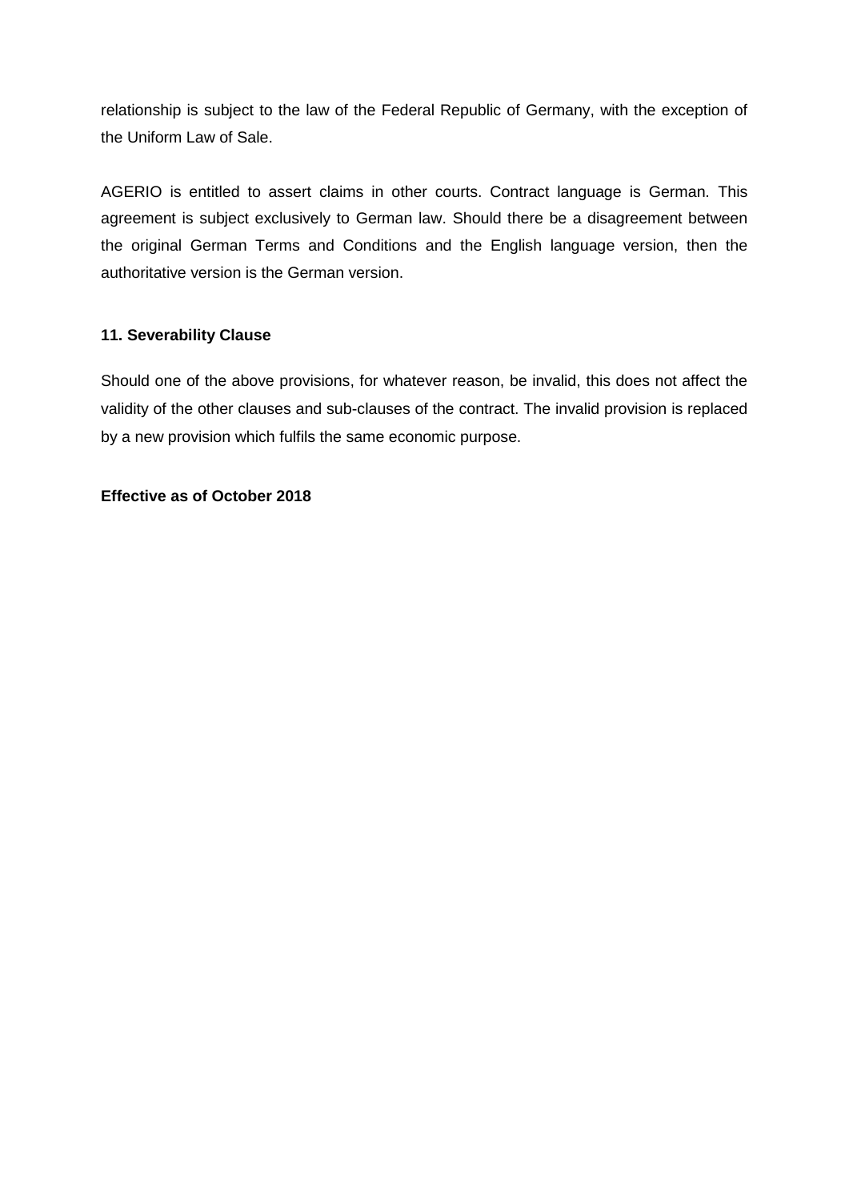relationship is subject to the law of the Federal Republic of Germany, with the exception of the Uniform Law of Sale.

AGERIO is entitled to assert claims in other courts. Contract language is German. This agreement is subject exclusively to German law. Should there be a disagreement between the original German Terms and Conditions and the English language version, then the authoritative version is the German version.

**11. Severability Clause**

Should one of the above provisions, for whatever reason, be invalid, this does not affect the validity of the other clauses and sub-clauses of the contract. The invalid provision is replaced by a new provision which fulfils the same economic purpose.

**Effective as of October 2018**